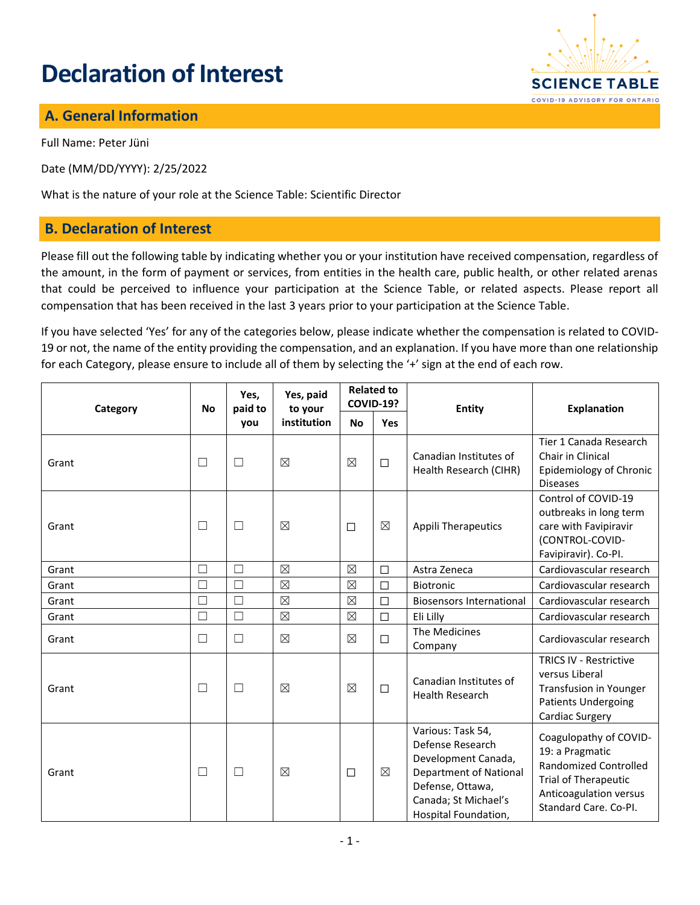# Declaration of Interest

## A. General Information

Full Name: Peter Jüni

Date (MM/DD/YYYY): 2/25/2022

What is the nature of your role at the Science Table: Scientific Director

## B. Declaration of Interest

Please fill out the following table by indicating whether you or your institution have received compensation, regardless of the amount, in the form of payment or services, from entities in the health care, public health, or other related arenas that could be perceived to influence your participation at the Science Table, or related aspects. Please report all compensation that has been received in the last 3 years prior to your participation at the Science Table.

If you have selected 'Yes' for any of the categories below, please indicate whether the compensation is related to COVID-19 or not, the name of the entity providing the compensation, and an explanation. If you have more than one relationship for each Category, please ensure to include all of them by selecting the '+' sign at the end of each row.

| Category | No | Yes, paid to you | Yes, paid to your institution | Related to COVID-19? | | Entity | Explanation |
|---|---|---|---|---|---|---|---|
| | | | | No | Yes | | |
| Grant | ☐ | ☐ | ☒ | ☒ | ☐ | Canadian Institutes of Health Research (CIHR) | Tier 1 Canada Research Chair in Clinical Epidemiology of Chronic Diseases |
| Grant | ☐ | ☐ | ☒ | ☐ | ☒ | Appili Therapeutics | Control of COVID-19 outbreaks in long term care with Favipiravir (CONTROL-COVID-Favipiravir). Co-PI. |
| Grant | ☐ | ☐ | ☒ | ☒ | ☐ | Astra Zeneca | Cardiovascular research |
| Grant | ☐ | ☐ | ☒ | ☒ | ☐ | Biotronic | Cardiovascular research |
| Grant | ☐ | ☐ | ☒ | ☒ | ☐ | Biosensors International | Cardiovascular research |
| Grant | ☐ | ☐ | ☒ | ☒ | ☐ | Eli Lilly | Cardiovascular research |
| Grant | ☐ | ☐ | ☒ | ☒ | ☐ | The Medicines Company | Cardiovascular research |
| Grant | ☐ | ☐ | ☒ | ☒ | ☐ | Canadian Institutes of Health Research | TRICS IV - Restrictive versus Liberal Transfusion in Younger Patients Undergoing Cardiac Surgery |
| Grant | ☐ | ☐ | ☒ | ☐ | ☒ | Various: Task 54, Defense Research Development Canada, Department of National Defense, Ottawa, Canada; St Michael's Hospital Foundation, | Coagulopathy of COVID-19: a Pragmatic Randomized Controlled Trial of Therapeutic Anticoagulation versus Standard Care. Co-PI. |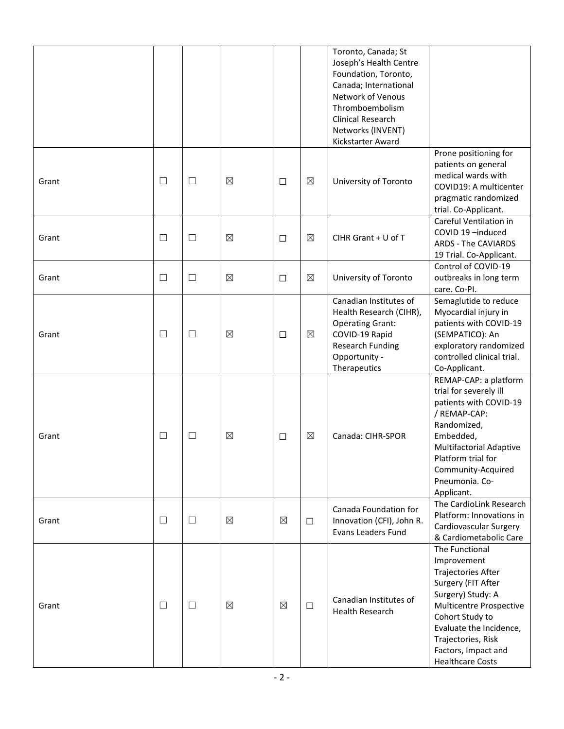| | | | | | | | |
|---|---|---|---|---|---|---|---|
| | | | | | | Toronto, Canada; St Joseph's Health Centre Foundation, Toronto, Canada; International Network of Venous Thromboembolism Clinical Research Networks (INVENT) Kickstarter Award | |
| Grant | ☐ | ☐ | ☒ | ☐ | ☒ | University of Toronto | Prone positioning for patients on general medical wards with COVID19: A multicenter pragmatic randomized trial. Co-Applicant. |
| Grant | ☐ | ☐ | ☒ | ☐ | ☒ | CIHR Grant + U of T | Careful Ventilation in COVID 19 –induced ARDS - The CAVIARDS 19 Trial. Co-Applicant. |
| Grant | ☐ | ☐ | ☒ | ☐ | ☒ | University of Toronto | Control of COVID-19 outbreaks in long term care. Co-PI. |
| Grant | ☐ | ☐ | ☒ | ☐ | ☒ | Canadian Institutes of Health Research (CIHR), Operating Grant: COVID-19 Rapid Research Funding Opportunity - Therapeutics | Semaglutide to reduce Myocardial injury in patients with COVID-19 (SEMPATICO): An exploratory randomized controlled clinical trial. Co-Applicant. |
| Grant | ☐ | ☐ | ☒ | ☐ | ☒ | Canada: CIHR-SPOR | REMAP-CAP: a platform trial for severely ill patients with COVID-19 / REMAP-CAP: Randomized, Embedded, Multifactorial Adaptive Platform trial for Community-Acquired Pneumonia. Co-Applicant. |
| Grant | ☐ | ☐ | ☒ | ☒ | ☐ | Canada Foundation for Innovation (CFI), John R. Evans Leaders Fund | The CardioLink Research Platform: Innovations in Cardiovascular Surgery & Cardiometabolic Care |
| Grant | ☐ | ☐ | ☒ | ☒ | ☐ | Canadian Institutes of Health Research | The Functional Improvement Trajectories After Surgery (FIT After Surgery) Study: A Multicentre Prospective Cohort Study to Evaluate the Incidence, Trajectories, Risk Factors, Impact and Healthcare Costs |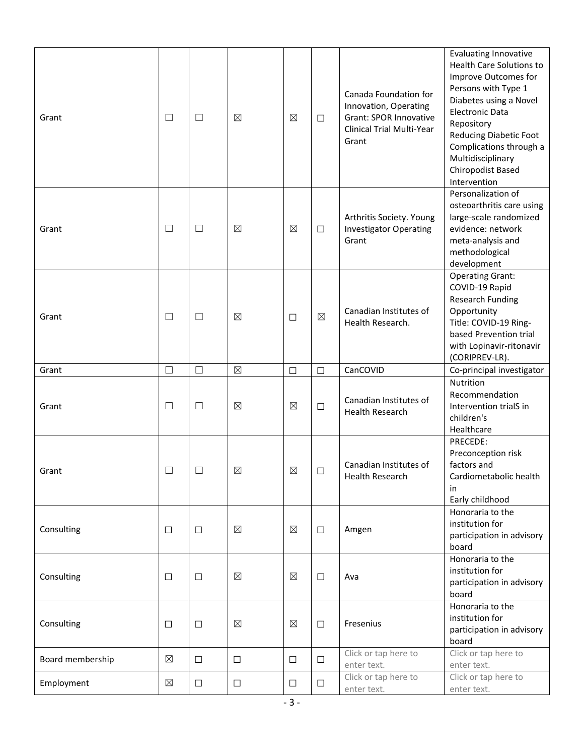| Grant | ☐ | ☐ | ☒ | ☒ | ☐ | Canada Foundation for Innovation, Operating Grant: SPOR Innovative Clinical Trial Multi-Year Grant | Evaluating Innovative Health Care Solutions to Improve Outcomes for Persons with Type 1 Diabetes using a Novel Electronic Data Repository Reducing Diabetic Foot Complications through a Multidisciplinary Chiropodist Based Intervention |
|---|---|---|---|---|---|---|---|
| Grant | ☐ | ☐ | ☒ | ☒ | ☐ | Arthritis Society. Young Investigator Operating Grant | Personalization of osteoarthritis care using large-scale randomized evidence: network meta-analysis and methodological development |
| Grant | ☐ | ☐ | ☒ | ☐ | ☒ | Canadian Institutes of Health Research. | Operating Grant: COVID-19 Rapid Research Funding Opportunity Title: COVID-19 Ring-based Prevention trial with Lopinavir-ritonavir (CORIPREV-LR). |
| Grant | ☐ | ☐ | ☒ | ☐ | ☐ | CanCOVID | Co-principal investigator |
| Grant | ☐ | ☐ | ☒ | ☒ | ☐ | Canadian Institutes of Health Research | Nutrition Recommendation Intervention trialS in children's Healthcare |
| Grant | ☐ | ☐ | ☒ | ☒ | ☐ | Canadian Institutes of Health Research | PRECEDE: Preconception risk factors and Cardiometabolic health in Early childhood |
| Consulting | ☐ | ☐ | ☒ | ☒ | ☐ | Amgen | Honoraria to the institution for participation in advisory board |
| Consulting | ☐ | ☐ | ☒ | ☒ | ☐ | Ava | Honoraria to the institution for participation in advisory board |
| Consulting | ☐ | ☐ | ☒ | ☒ | ☐ | Fresenius | Honoraria to the institution for participation in advisory board |
| Board membership | ☒ | ☐ | ☐ | ☐ | ☐ | Click or tap here to enter text. | Click or tap here to enter text. |
| Employment | ☒ | ☐ | ☐ | ☐ | ☐ | Click or tap here to enter text. | Click or tap here to enter text. |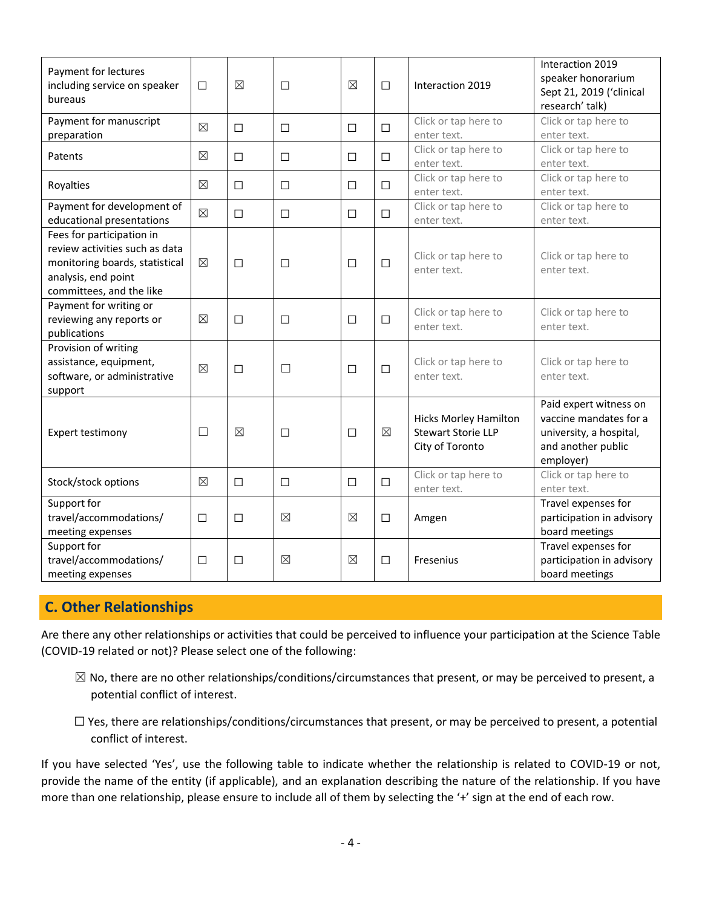| | | | | | | | |
|---|---|---|---|---|---|---|---|
| Payment for lectures including service on speaker bureaus | ☐ | ☒ | ☐ | ☒ | ☐ | Interaction 2019 | Interaction 2019 speaker honorarium Sept 21, 2019 ('clinical research' talk) |
| Payment for manuscript preparation | ☒ | ☐ | ☐ | ☐ | ☐ | Click or tap here to enter text. | Click or tap here to enter text. |
| Patents | ☒ | ☐ | ☐ | ☐ | ☐ | Click or tap here to enter text. | Click or tap here to enter text. |
| Royalties | ☒ | ☐ | ☐ | ☐ | ☐ | Click or tap here to enter text. | Click or tap here to enter text. |
| Payment for development of educational presentations | ☒ | ☐ | ☐ | ☐ | ☐ | Click or tap here to enter text. | Click or tap here to enter text. |
| Fees for participation in review activities such as data monitoring boards, statistical analysis, end point committees, and the like | ☒ | ☐ | ☐ | ☐ | ☐ | Click or tap here to enter text. | Click or tap here to enter text. |
| Payment for writing or reviewing any reports or publications | ☒ | ☐ | ☐ | ☐ | ☐ | Click or tap here to enter text. | Click or tap here to enter text. |
| Provision of writing assistance, equipment, software, or administrative support | ☒ | ☐ | ☐ | ☐ | ☐ | Click or tap here to enter text. | Click or tap here to enter text. |
| Expert testimony | ☐ | ☒ | ☐ | ☐ | ☒ | Hicks Morley Hamilton Stewart Storie LLP City of Toronto | Paid expert witness on vaccine mandates for a university, a hospital, and another public employer) |
| Stock/stock options | ☒ | ☐ | ☐ | ☐ | ☐ | Click or tap here to enter text. | Click or tap here to enter text. |
| Support for travel/accommodations/ meeting expenses | ☐ | ☐ | ☒ | ☒ | ☐ | Amgen | Travel expenses for participation in advisory board meetings |
| Support for travel/accommodations/ meeting expenses | ☐ | ☐ | ☒ | ☒ | ☐ | Fresenius | Travel expenses for participation in advisory board meetings |

## C. Other Relationships

Are there any other relationships or activities that could be perceived to influence your participation at the Science Table (COVID-19 related or not)? Please select one of the following:

☒ No, there are no other relationships/conditions/circumstances that present, or may be perceived to present, a potential conflict of interest.

☐ Yes, there are relationships/conditions/circumstances that present, or may be perceived to present, a potential conflict of interest.

If you have selected 'Yes', use the following table to indicate whether the relationship is related to COVID-19 or not, provide the name of the entity (if applicable), and an explanation describing the nature of the relationship. If you have more than one relationship, please ensure to include all of them by selecting the '+' sign at the end of each row.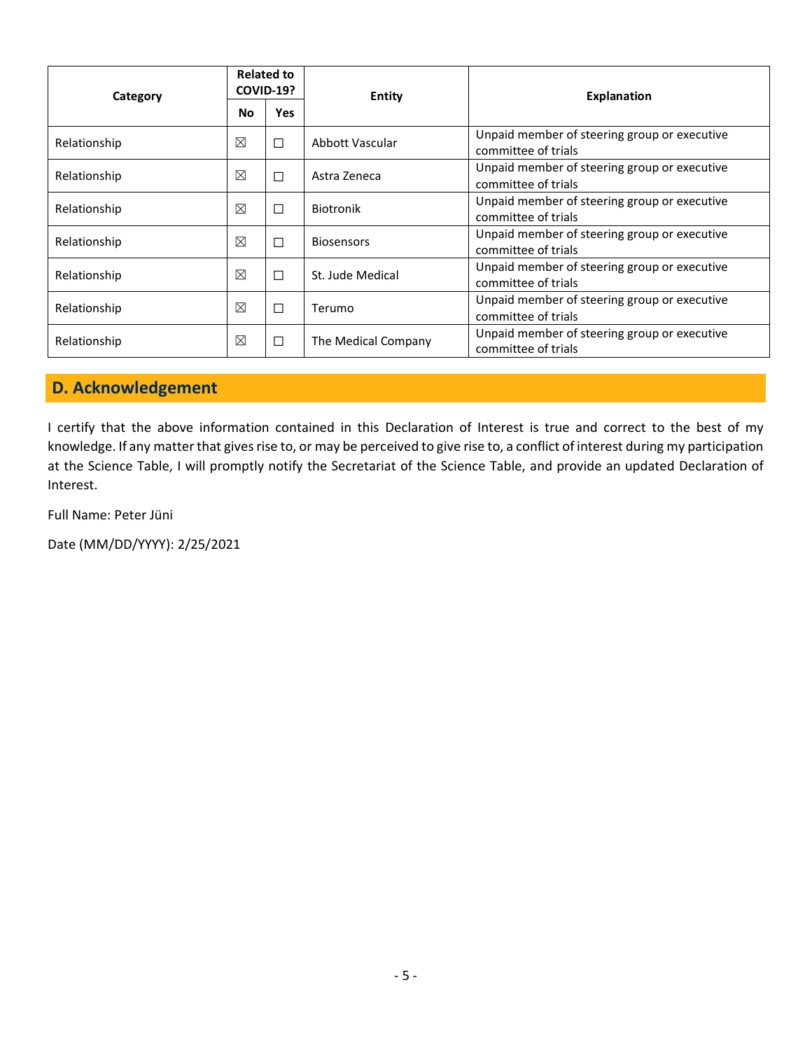| Category | Related to COVID-19? | | Entity | Explanation |
|---|---|---|---|---|
| | No | Yes | | |
| Relationship | ☒ | ☐ | Abbott Vascular | Unpaid member of steering group or executive committee of trials |
| Relationship | ☒ | ☐ | Astra Zeneca | Unpaid member of steering group or executive committee of trials |
| Relationship | ☒ | ☐ | Biotronik | Unpaid member of steering group or executive committee of trials |
| Relationship | ☒ | ☐ | Biosensors | Unpaid member of steering group or executive committee of trials |
| Relationship | ☒ | ☐ | St. Jude Medical | Unpaid member of steering group or executive committee of trials |
| Relationship | ☒ | ☐ | Terumo | Unpaid member of steering group or executive committee of trials |
| Relationship | ☒ | ☐ | The Medical Company | Unpaid member of steering group or executive committee of trials |

## D. Acknowledgement

I certify that the above information contained in this Declaration of Interest is true and correct to the best of my knowledge. If any matter that gives rise to, or may be perceived to give rise to, a conflict of interest during my participation at the Science Table, I will promptly notify the Secretariat of the Science Table, and provide an updated Declaration of Interest.

Full Name: Peter Jüni

Date (MM/DD/YYYY): 2/25/2021